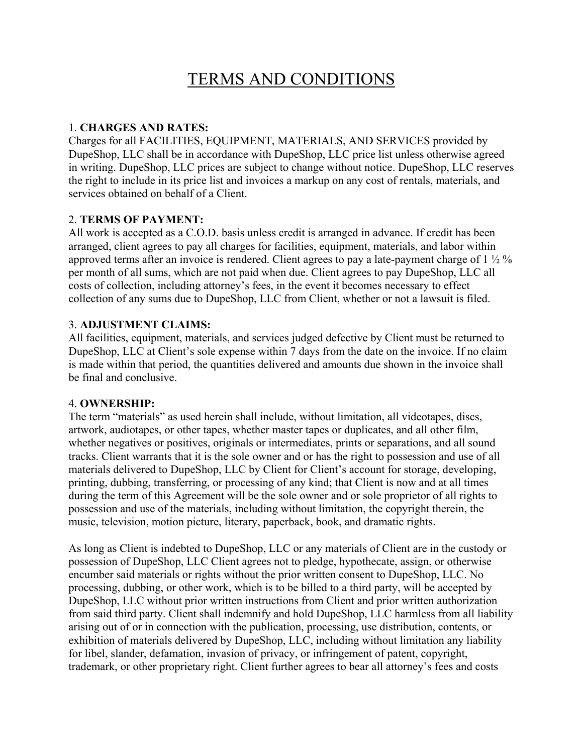# TERMS AND CONDITIONS

1. **CHARGES AND RATES:**
Charges for all FACILITIES, EQUIPMENT, MATERIALS, AND SERVICES provided by DupeShop, LLC shall be in accordance with DupeShop, LLC price list unless otherwise agreed in writing. DupeShop, LLC prices are subject to change without notice. DupeShop, LLC reserves the right to include in its price list and invoices a markup on any cost of rentals, materials, and services obtained on behalf of a Client.

2. **TERMS OF PAYMENT:**
All work is accepted as a C.O.D. basis unless credit is arranged in advance. If credit has been arranged, client agrees to pay all charges for facilities, equipment, materials, and labor within approved terms after an invoice is rendered. Client agrees to pay a late-payment charge of 1 ½ % per month of all sums, which are not paid when due. Client agrees to pay DupeShop, LLC all costs of collection, including attorney's fees, in the event it becomes necessary to effect collection of any sums due to DupeShop, LLC from Client, whether or not a lawsuit is filed.

3. **ADJUSTMENT CLAIMS:**
All facilities, equipment, materials, and services judged defective by Client must be returned to DupeShop, LLC at Client's sole expense within 7 days from the date on the invoice. If no claim is made within that period, the quantities delivered and amounts due shown in the invoice shall be final and conclusive.

4. **OWNERSHIP:**
The term "materials" as used herein shall include, without limitation, all videotapes, discs, artwork, audiotapes, or other tapes, whether master tapes or duplicates, and all other film, whether negatives or positives, originals or intermediates, prints or separations, and all sound tracks. Client warrants that it is the sole owner and or has the right to possession and use of all materials delivered to DupeShop, LLC by Client for Client's account for storage, developing, printing, dubbing, transferring, or processing of any kind; that Client is now and at all times during the term of this Agreement will be the sole owner and or sole proprietor of all rights to possession and use of the materials, including without limitation, the copyright therein, the music, television, motion picture, literary, paperback, book, and dramatic rights.

As long as Client is indebted to DupeShop, LLC or any materials of Client are in the custody or possession of DupeShop, LLC Client agrees not to pledge, hypothecate, assign, or otherwise encumber said materials or rights without the prior written consent to DupeShop, LLC. No processing, dubbing, or other work, which is to be billed to a third party, will be accepted by DupeShop, LLC without prior written instructions from Client and prior written authorization from said third party. Client shall indemnify and hold DupeShop, LLC harmless from all liability arising out of or in connection with the publication, processing, use distribution, contents, or exhibition of materials delivered by DupeShop, LLC, including without limitation any liability for libel, slander, defamation, invasion of privacy, or infringement of patent, copyright, trademark, or other proprietary right. Client further agrees to bear all attorney's fees and costs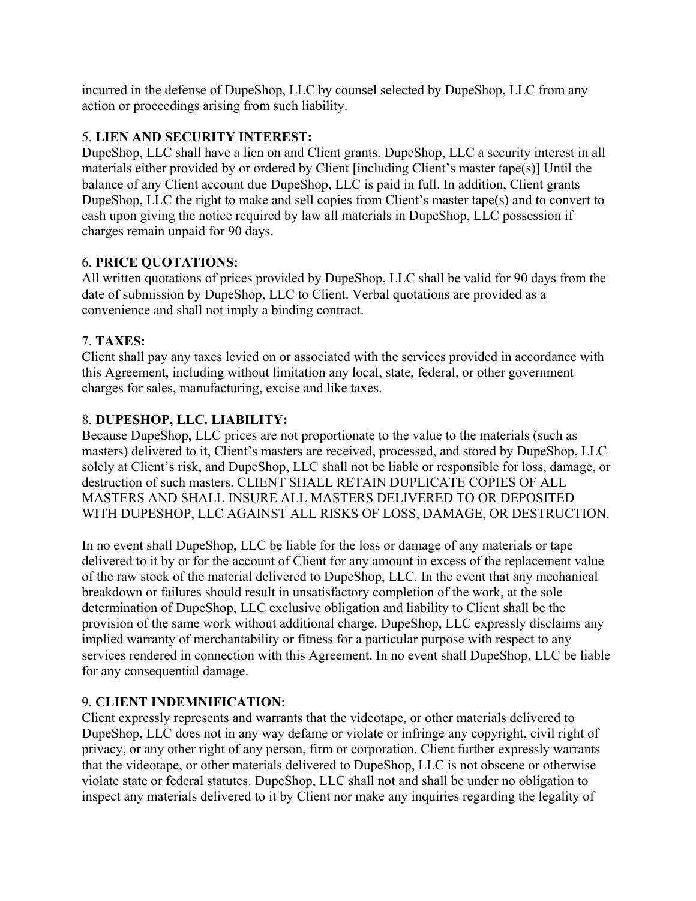incurred in the defense of DupeShop, LLC by counsel selected by DupeShop, LLC from any action or proceedings arising from such liability.

5. **LIEN AND SECURITY INTEREST:**
DupeShop, LLC shall have a lien on and Client grants. DupeShop, LLC a security interest in all materials either provided by or ordered by Client [including Client's master tape(s)] Until the balance of any Client account due DupeShop, LLC is paid in full. In addition, Client grants DupeShop, LLC the right to make and sell copies from Client's master tape(s) and to convert to cash upon giving the notice required by law all materials in DupeShop, LLC possession if charges remain unpaid for 90 days.

6. **PRICE QUOTATIONS:**
All written quotations of prices provided by DupeShop, LLC shall be valid for 90 days from the date of submission by DupeShop, LLC to Client. Verbal quotations are provided as a convenience and shall not imply a binding contract.

7. **TAXES:**
Client shall pay any taxes levied on or associated with the services provided in accordance with this Agreement, including without limitation any local, state, federal, or other government charges for sales, manufacturing, excise and like taxes.

8. **DUPESHOP, LLC. LIABILITY:**
Because DupeShop, LLC prices are not proportionate to the value to the materials (such as masters) delivered to it, Client's masters are received, processed, and stored by DupeShop, LLC solely at Client's risk, and DupeShop, LLC shall not be liable or responsible for loss, damage, or destruction of such masters. CLIENT SHALL RETAIN DUPLICATE COPIES OF ALL MASTERS AND SHALL INSURE ALL MASTERS DELIVERED TO OR DEPOSITED WITH DUPESHOP, LLC AGAINST ALL RISKS OF LOSS, DAMAGE, OR DESTRUCTION.

In no event shall DupeShop, LLC be liable for the loss or damage of any materials or tape delivered to it by or for the account of Client for any amount in excess of the replacement value of the raw stock of the material delivered to DupeShop, LLC. In the event that any mechanical breakdown or failures should result in unsatisfactory completion of the work, at the sole determination of DupeShop, LLC exclusive obligation and liability to Client shall be the provision of the same work without additional charge. DupeShop, LLC expressly disclaims any implied warranty of merchantability or fitness for a particular purpose with respect to any services rendered in connection with this Agreement. In no event shall DupeShop, LLC be liable for any consequential damage.

9. **CLIENT INDEMNIFICATION:**
Client expressly represents and warrants that the videotape, or other materials delivered to DupeShop, LLC does not in any way defame or violate or infringe any copyright, civil right of privacy, or any other right of any person, firm or corporation. Client further expressly warrants that the videotape, or other materials delivered to DupeShop, LLC is not obscene or otherwise violate state or federal statutes. DupeShop, LLC shall not and shall be under no obligation to inspect any materials delivered to it by Client nor make any inquiries regarding the legality of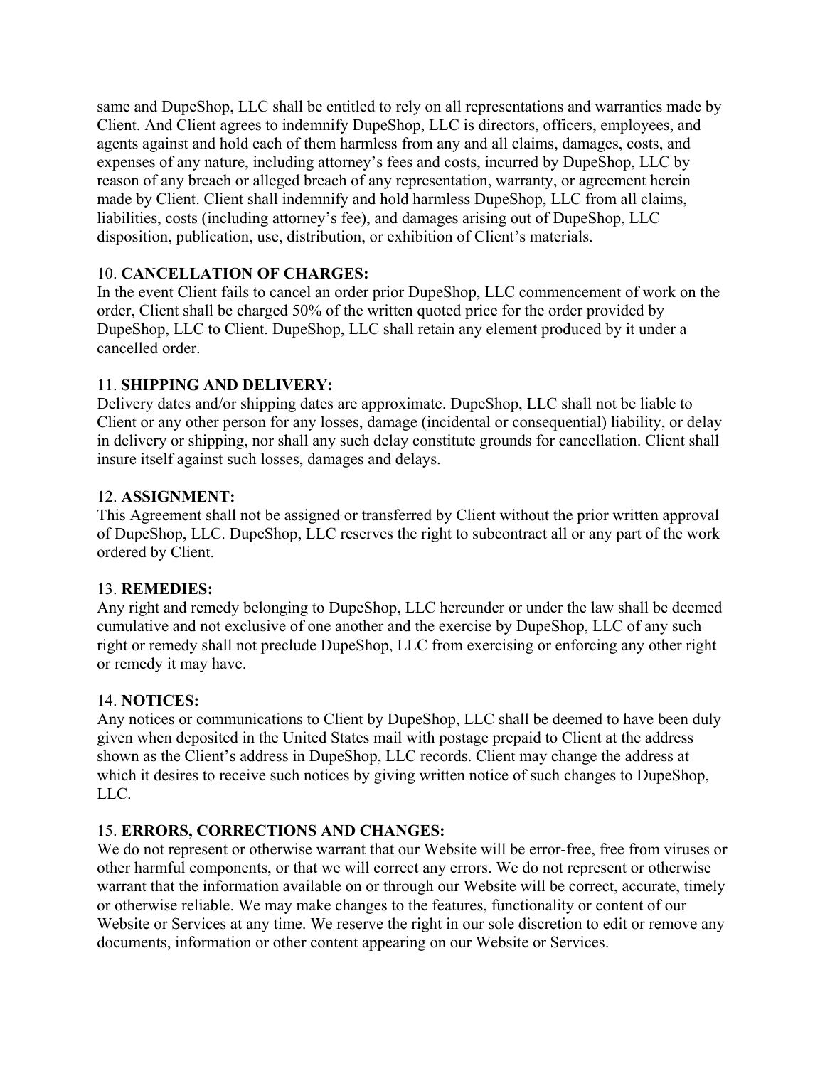same and DupeShop, LLC shall be entitled to rely on all representations and warranties made by Client. And Client agrees to indemnify DupeShop, LLC is directors, officers, employees, and agents against and hold each of them harmless from any and all claims, damages, costs, and expenses of any nature, including attorney's fees and costs, incurred by DupeShop, LLC by reason of any breach or alleged breach of any representation, warranty, or agreement herein made by Client. Client shall indemnify and hold harmless DupeShop, LLC from all claims, liabilities, costs (including attorney's fee), and damages arising out of DupeShop, LLC disposition, publication, use, distribution, or exhibition of Client's materials.

10. **CANCELLATION OF CHARGES:**
In the event Client fails to cancel an order prior DupeShop, LLC commencement of work on the order, Client shall be charged 50% of the written quoted price for the order provided by DupeShop, LLC to Client. DupeShop, LLC shall retain any element produced by it under a cancelled order.

11. **SHIPPING AND DELIVERY:**
Delivery dates and/or shipping dates are approximate. DupeShop, LLC shall not be liable to Client or any other person for any losses, damage (incidental or consequential) liability, or delay in delivery or shipping, nor shall any such delay constitute grounds for cancellation. Client shall insure itself against such losses, damages and delays.

12. **ASSIGNMENT:**
This Agreement shall not be assigned or transferred by Client without the prior written approval of DupeShop, LLC. DupeShop, LLC reserves the right to subcontract all or any part of the work ordered by Client.

13. **REMEDIES:**
Any right and remedy belonging to DupeShop, LLC hereunder or under the law shall be deemed cumulative and not exclusive of one another and the exercise by DupeShop, LLC of any such right or remedy shall not preclude DupeShop, LLC from exercising or enforcing any other right or remedy it may have.

14. **NOTICES:**
Any notices or communications to Client by DupeShop, LLC shall be deemed to have been duly given when deposited in the United States mail with postage prepaid to Client at the address shown as the Client's address in DupeShop, LLC records. Client may change the address at which it desires to receive such notices by giving written notice of such changes to DupeShop, LLC.

15. **ERRORS, CORRECTIONS AND CHANGES:**
We do not represent or otherwise warrant that our Website will be error-free, free from viruses or other harmful components, or that we will correct any errors. We do not represent or otherwise warrant that the information available on or through our Website will be correct, accurate, timely or otherwise reliable. We may make changes to the features, functionality or content of our Website or Services at any time. We reserve the right in our sole discretion to edit or remove any documents, information or other content appearing on our Website or Services.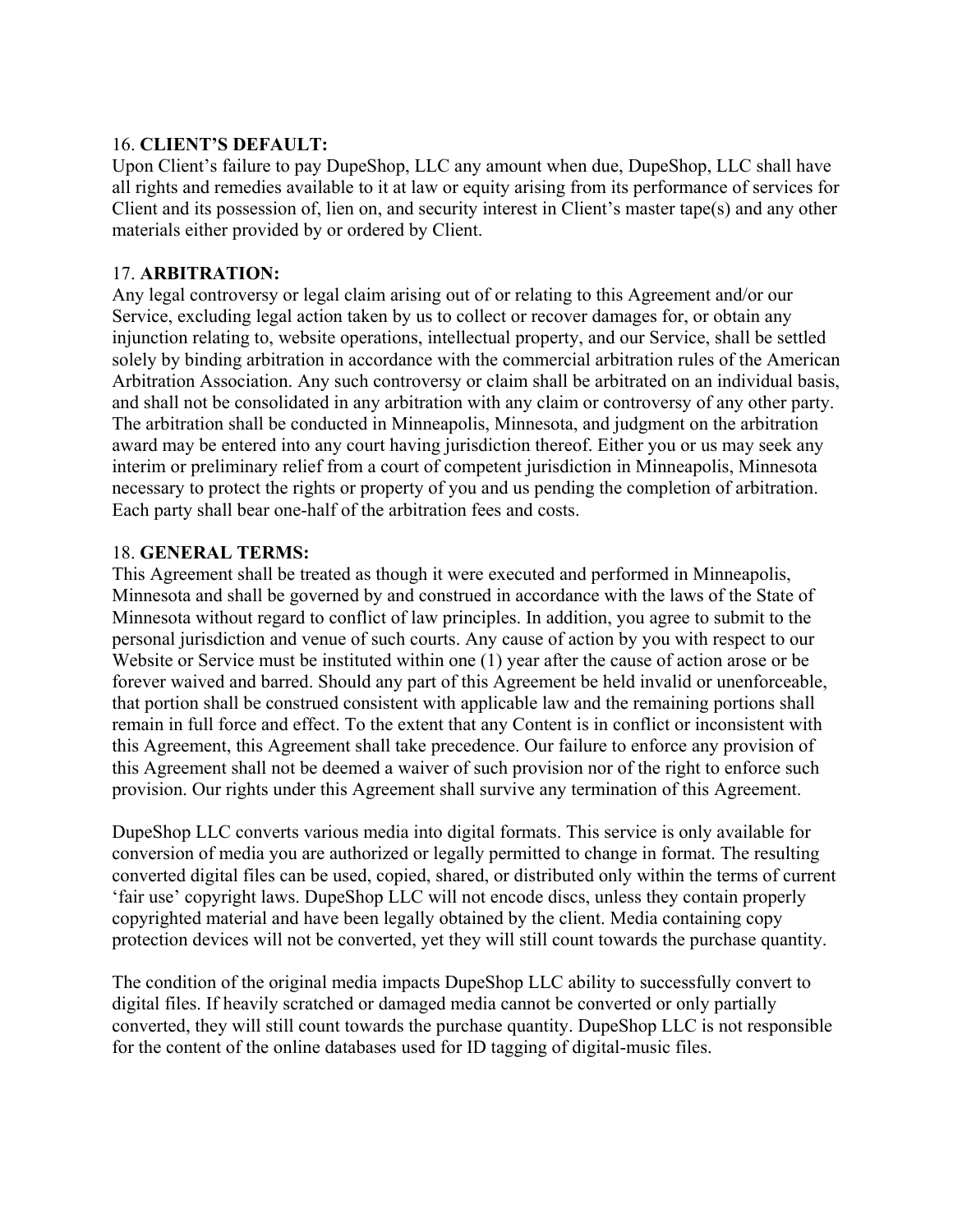16. **CLIENT'S DEFAULT:**
Upon Client's failure to pay DupeShop, LLC any amount when due, DupeShop, LLC shall have all rights and remedies available to it at law or equity arising from its performance of services for Client and its possession of, lien on, and security interest in Client's master tape(s) and any other materials either provided by or ordered by Client.

17. **ARBITRATION:**
Any legal controversy or legal claim arising out of or relating to this Agreement and/or our Service, excluding legal action taken by us to collect or recover damages for, or obtain any injunction relating to, website operations, intellectual property, and our Service, shall be settled solely by binding arbitration in accordance with the commercial arbitration rules of the American Arbitration Association. Any such controversy or claim shall be arbitrated on an individual basis, and shall not be consolidated in any arbitration with any claim or controversy of any other party. The arbitration shall be conducted in Minneapolis, Minnesota, and judgment on the arbitration award may be entered into any court having jurisdiction thereof. Either you or us may seek any interim or preliminary relief from a court of competent jurisdiction in Minneapolis, Minnesota necessary to protect the rights or property of you and us pending the completion of arbitration. Each party shall bear one-half of the arbitration fees and costs.

18. **GENERAL TERMS:**
This Agreement shall be treated as though it were executed and performed in Minneapolis, Minnesota and shall be governed by and construed in accordance with the laws of the State of Minnesota without regard to conflict of law principles. In addition, you agree to submit to the personal jurisdiction and venue of such courts. Any cause of action by you with respect to our Website or Service must be instituted within one (1) year after the cause of action arose or be forever waived and barred. Should any part of this Agreement be held invalid or unenforceable, that portion shall be construed consistent with applicable law and the remaining portions shall remain in full force and effect. To the extent that any Content is in conflict or inconsistent with this Agreement, this Agreement shall take precedence. Our failure to enforce any provision of this Agreement shall not be deemed a waiver of such provision nor of the right to enforce such provision. Our rights under this Agreement shall survive any termination of this Agreement.

DupeShop LLC converts various media into digital formats. This service is only available for conversion of media you are authorized or legally permitted to change in format. The resulting converted digital files can be used, copied, shared, or distributed only within the terms of current 'fair use' copyright laws. DupeShop LLC will not encode discs, unless they contain properly copyrighted material and have been legally obtained by the client. Media containing copy protection devices will not be converted, yet they will still count towards the purchase quantity.

The condition of the original media impacts DupeShop LLC ability to successfully convert to digital files. If heavily scratched or damaged media cannot be converted or only partially converted, they will still count towards the purchase quantity. DupeShop LLC is not responsible for the content of the online databases used for ID tagging of digital-music files.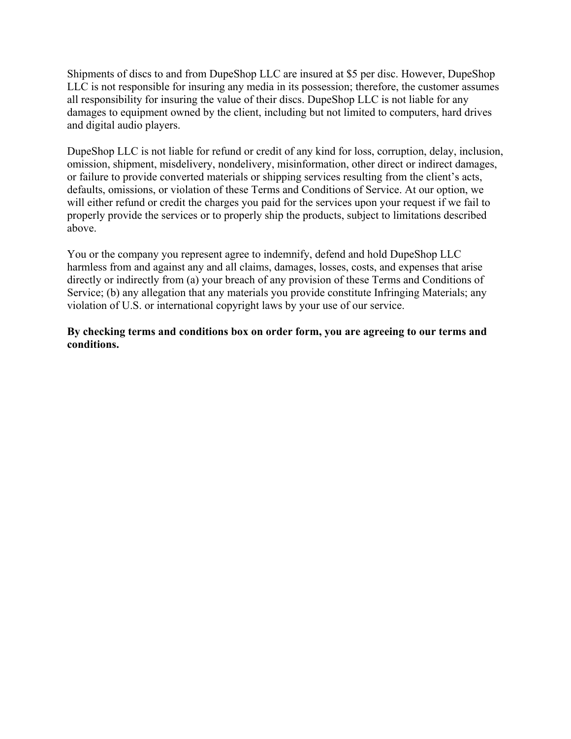Shipments of discs to and from DupeShop LLC are insured at $5 per disc. However, DupeShop LLC is not responsible for insuring any media in its possession; therefore, the customer assumes all responsibility for insuring the value of their discs. DupeShop LLC is not liable for any damages to equipment owned by the client, including but not limited to computers, hard drives and digital audio players.

DupeShop LLC is not liable for refund or credit of any kind for loss, corruption, delay, inclusion, omission, shipment, misdelivery, nondelivery, misinformation, other direct or indirect damages, or failure to provide converted materials or shipping services resulting from the client's acts, defaults, omissions, or violation of these Terms and Conditions of Service. At our option, we will either refund or credit the charges you paid for the services upon your request if we fail to properly provide the services or to properly ship the products, subject to limitations described above.

You or the company you represent agree to indemnify, defend and hold DupeShop LLC harmless from and against any and all claims, damages, losses, costs, and expenses that arise directly or indirectly from (a) your breach of any provision of these Terms and Conditions of Service; (b) any allegation that any materials you provide constitute Infringing Materials; any violation of U.S. or international copyright laws by your use of our service.

**By checking terms and conditions box on order form, you are agreeing to our terms and conditions.**